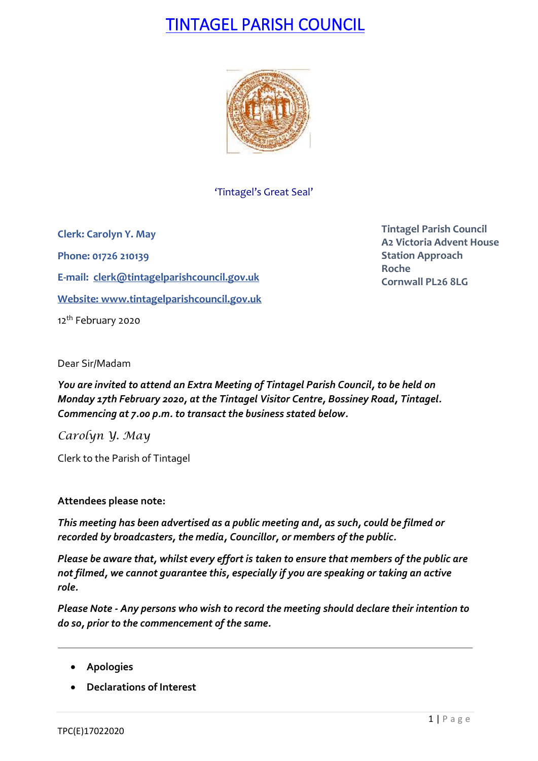# TINTAGEL PARISH COUNCIL

'Tintagel's Great Seal'

**Clerk: Carolyn Y. May**

**Phone: 01726 210139**

**E-mail: clerk@tintagelparishcouncil.gov.uk**

**Website: www.tintagelparishcouncil.gov.uk**

**Tintagel Parish Council**
**A2 Victoria Advent House**
**Station Approach**
**Roche**
**Cornwall PL26 8LG**

12th February 2020

Dear Sir/Madam

***You are invited to attend an Extra Meeting of Tintagel Parish Council, to be held on Monday 17th February 2020, at the Tintagel Visitor Centre, Bossiney Road, Tintagel. Commencing at 7.00 p.m. to transact the business stated below.***

*Carolyn Y. May*

Clerk to the Parish of Tintagel

**Attendees please note:**

***This meeting has been advertised as a public meeting and, as such, could be filmed or recorded by broadcasters, the media, Councillor, or members of the public.***

***Please be aware that, whilst every effort is taken to ensure that members of the public are not filmed, we cannot guarantee this, especially if you are speaking or taking an active role.***

***Please Note - Any persons who wish to record the meeting should declare their intention to do so, prior to the commencement of the same.***

---

- **Apologies**
- **Declarations of Interest**

TPC(E)17022020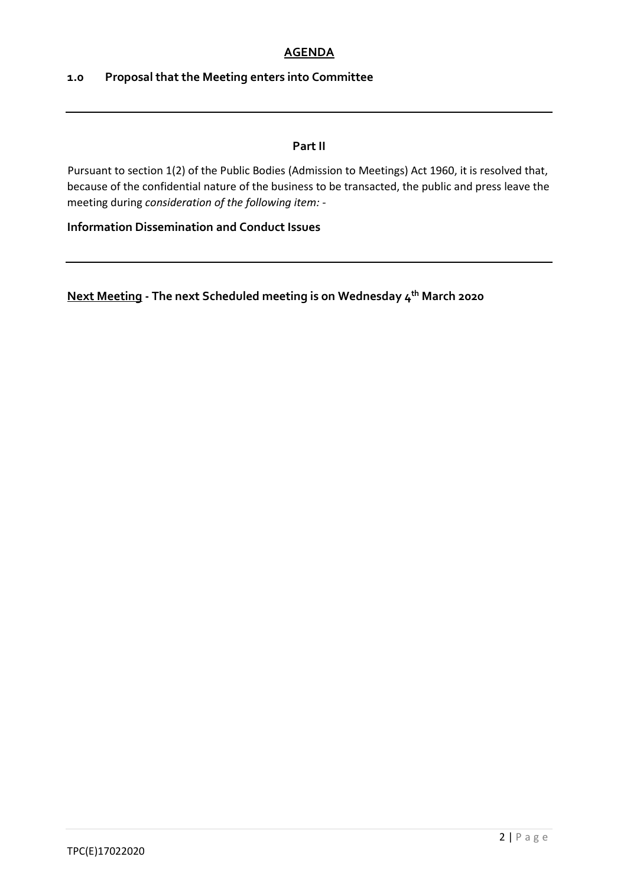## AGENDA

### 1.0 Proposal that the Meeting enters into Committee

---

**Part II**

Pursuant to section 1(2) of the Public Bodies (Admission to Meetings) Act 1960, it is resolved that, because of the confidential nature of the business to be transacted, the public and press leave the meeting during *consideration of the following item:* -

**Information Dissemination and Conduct Issues**

---

**Next Meeting - The next Scheduled meeting is on Wednesday 4th March 2020**

TPC(E)17022020